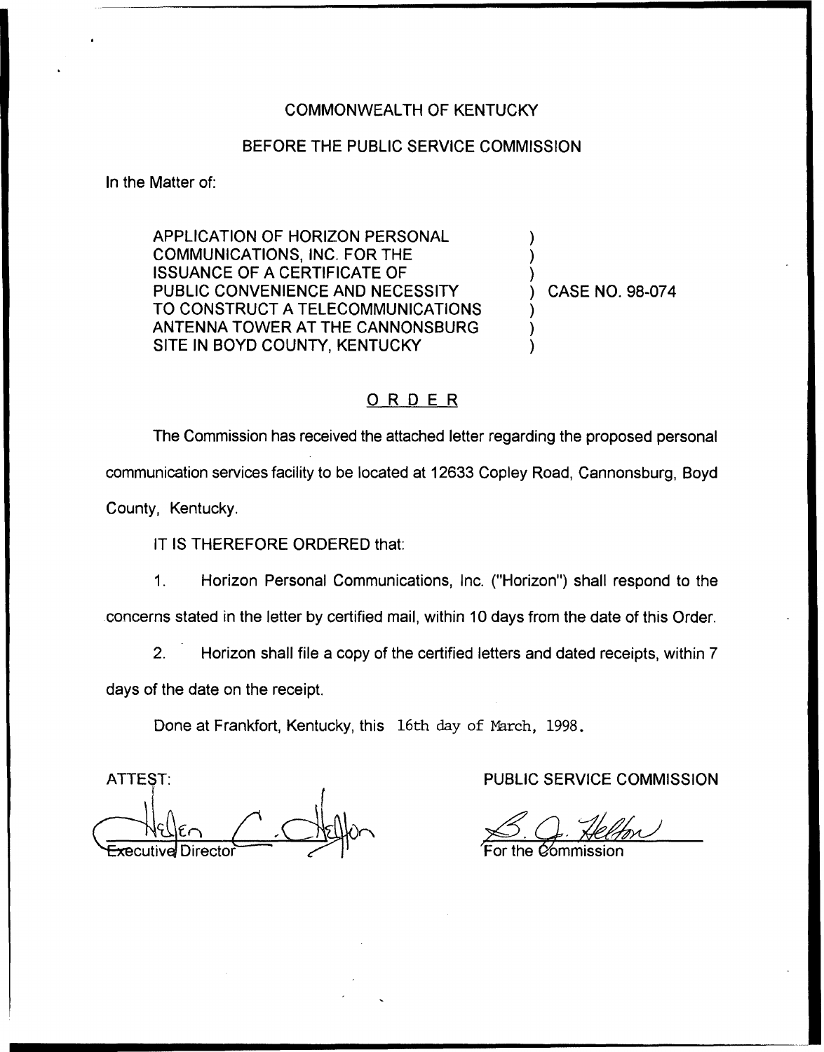COMMONWEALTH OF KENTUCKY

BEFORE THE PUBLIC SERVICE COMMISSION

In the Matter of:

APPLICATION OF HORIZON PERSONAL COMMUNICATIONS, INC. FOR THE ISSUANCE OF A CERTIFICATE OF PUBLIC CONVENIENCE AND NECESSITY TO CONSTRUCT A TELECOMMUNICATIONS ANTENNA TOWER AT THE CANNONSBURG SITE IN BOYD COUNTY, KENTUCKY ) CASE NO. 98-074

## ORDER

The Commission has received the attached letter regarding the proposed personal communication services facility to be located at 12633 Copley Road, Cannonsburg, Boyd County, Kentucky.

IT IS THEREFORE ORDERED that:

1. Horizon Personal Communications, Inc. ("Horizon") shall respond to the concerns stated in the letter by certified mail, within 10 days from the date of this Order.

2. Horizon shall file a copy of the certified letters and dated receipts, within 7 days of the date on the receipt.

Done at Frankfort, Kentucky, this 16th day of March, 1998.

ATTEST:

Executive Director

PUBLIC SERVICE COMMISSION

For the Commission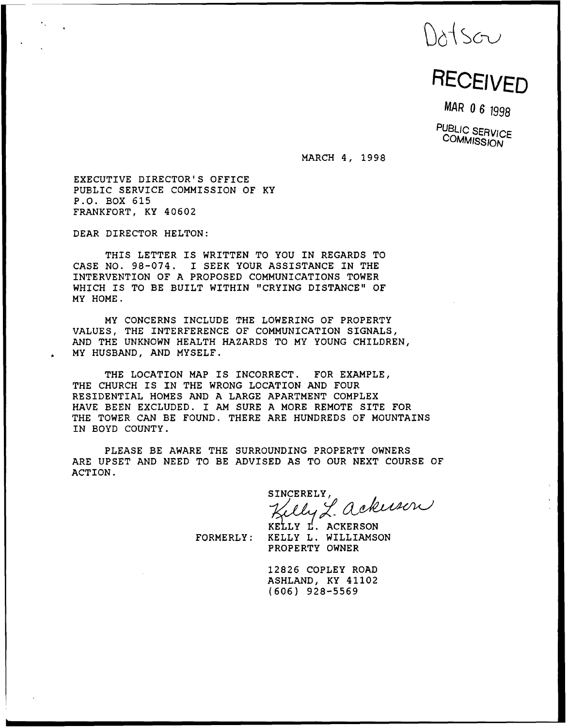Dotson

**RECEIVED**

MAR 06 1998

PUBLIC SERVICE COMMISSION

MARCH 4, 1998

EXECUTIVE DIRECTOR'S OFFICE
PUBLIC SERVICE COMMISSION OF KY
P.O. BOX 615
FRANKFORT, KY 40602

DEAR DIRECTOR HELTON:

THIS LETTER IS WRITTEN TO YOU IN REGARDS TO CASE NO. 98-074. I SEEK YOUR ASSISTANCE IN THE INTERVENTION OF A PROPOSED COMMUNICATIONS TOWER WHICH IS TO BE BUILT WITHIN "CRYING DISTANCE" OF MY HOME.

MY CONCERNS INCLUDE THE LOWERING OF PROPERTY VALUES, THE INTERFERENCE OF COMMUNICATION SIGNALS, AND THE UNKNOWN HEALTH HAZARDS TO MY YOUNG CHILDREN, MY HUSBAND, AND MYSELF.

THE LOCATION MAP IS INCORRECT. FOR EXAMPLE, THE CHURCH IS IN THE WRONG LOCATION AND FOUR RESIDENTIAL HOMES AND A LARGE APARTMENT COMPLEX HAVE BEEN EXCLUDED. I AM SURE A MORE REMOTE SITE FOR THE TOWER CAN BE FOUND. THERE ARE HUNDREDS OF MOUNTAINS IN BOYD COUNTY.

PLEASE BE AWARE THE SURROUNDING PROPERTY OWNERS ARE UPSET AND NEED TO BE ADVISED AS TO OUR NEXT COURSE OF ACTION.

SINCERELY,

Kelly L. Ackerson

KELLY L. ACKERSON
FORMERLY: KELLY L. WILLIAMSON
PROPERTY OWNER

12826 COPLEY ROAD
ASHLAND, KY 41102
(606) 928-5569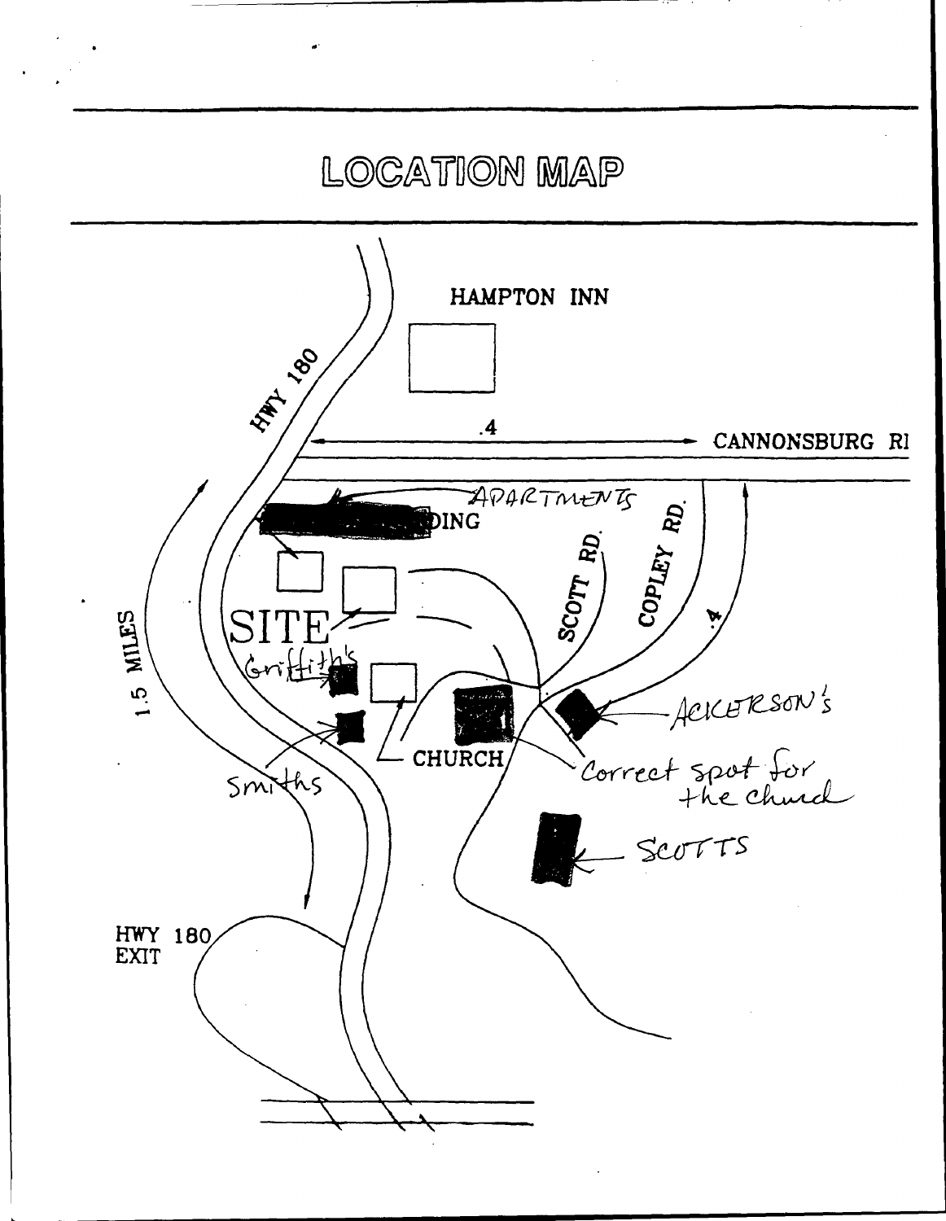# LOCATION MAP

HAMPTON INN

HWY 180

.4

CANNONSBURG RI

APARTMENTS

DING

SCOTT RD.

COPLEY RD.

.4

1.5 MILES

SITE

Griffith's

ACKERSON's

CHURCH

Correct spot for the church

Smiths

SCOTTS

HWY 180 EXIT